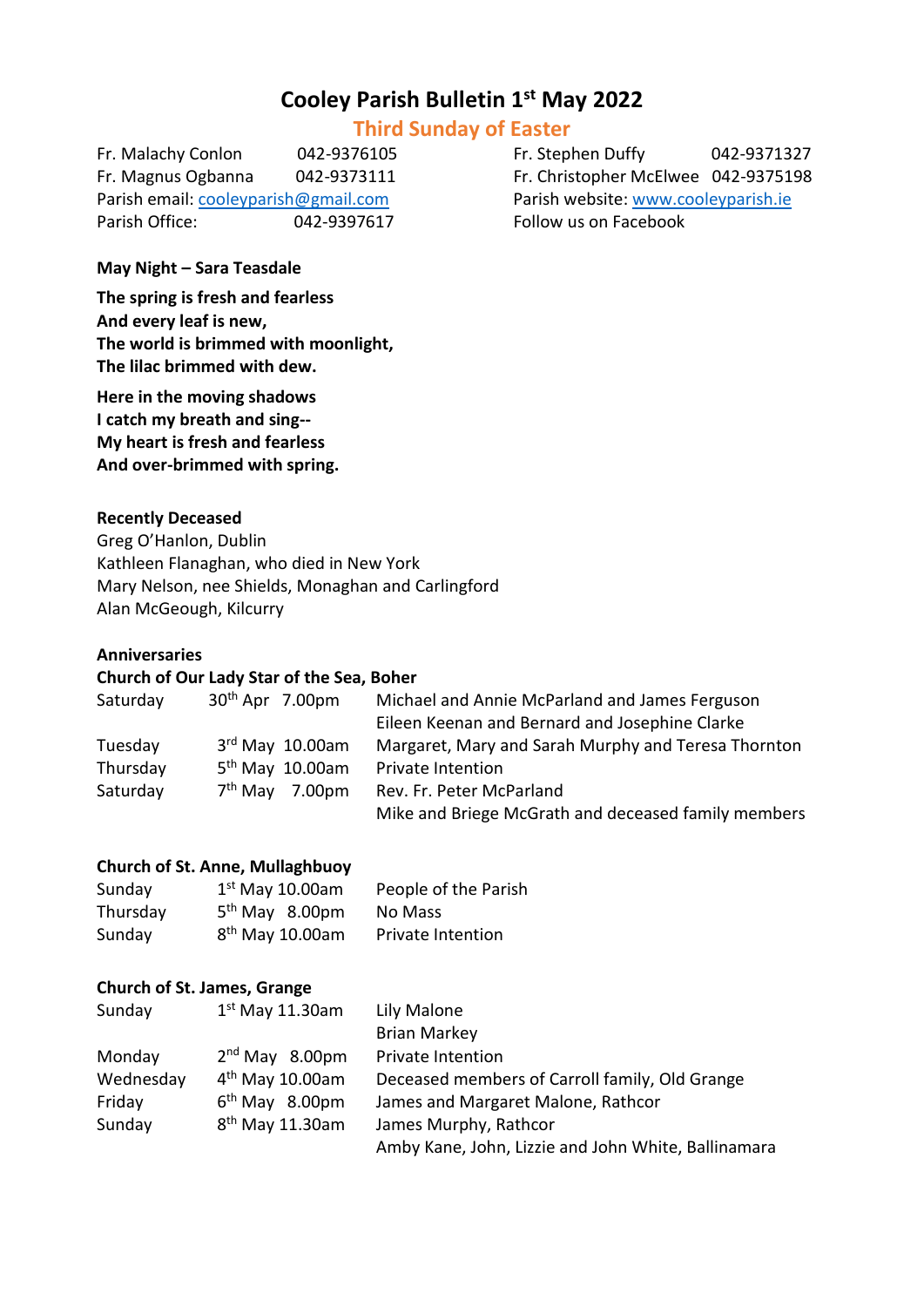# Cooley Parish Bulletin 1st May 2022

## Third Sunday of Easter

| | | | |
|---|---|---|---|
| Fr. Malachy Conlon | 042-9376105 | Fr. Stephen Duffy | 042-9371327 |
| Fr. Magnus Ogbanna | 042-9373111 | Fr. Christopher McElwee | 042-9375198 |
| Parish email: cooleyparish@gmail.com | | Parish website: www.cooleyparish.ie | |
| Parish Office: | 042-9397617 | Follow us on Facebook | |

**May Night – Sara Teasdale**

**The spring is fresh and fearless**
**And every leaf is new,**
**The world is brimmed with moonlight,**
**The lilac brimmed with dew.**

**Here in the moving shadows**
**I catch my breath and sing--**
**My heart is fresh and fearless**
**And over-brimmed with spring.**

**Recently Deceased**

Greg O'Hanlon, Dublin
Kathleen Flanaghan, who died in New York
Mary Nelson, nee Shields, Monaghan and Carlingford
Alan McGeough, Kilcurry

**Anniversaries**

**Church of Our Lady Star of the Sea, Boher**

| | | |
|---|---|---|
| Saturday | 30th Apr 7.00pm | Michael and Annie McParland and James Ferguson |
| | | Eileen Keenan and Bernard and Josephine Clarke |
| Tuesday | 3rd May 10.00am | Margaret, Mary and Sarah Murphy and Teresa Thornton |
| Thursday | 5th May 10.00am | Private Intention |
| Saturday | 7th May 7.00pm | Rev. Fr. Peter McParland |
| | | Mike and Briege McGrath and deceased family members |

**Church of St. Anne, Mullaghbuoy**

| | | |
|---|---|---|
| Sunday | 1st May 10.00am | People of the Parish |
| Thursday | 5th May 8.00pm | No Mass |
| Sunday | 8th May 10.00am | Private Intention |

**Church of St. James, Grange**

| | | |
|---|---|---|
| Sunday | 1st May 11.30am | Lily Malone |
| | | Brian Markey |
| Monday | 2nd May 8.00pm | Private Intention |
| Wednesday | 4th May 10.00am | Deceased members of Carroll family, Old Grange |
| Friday | 6th May 8.00pm | James and Margaret Malone, Rathcor |
| Sunday | 8th May 11.30am | James Murphy, Rathcor |
| | | Amby Kane, John, Lizzie and John White, Ballinamara |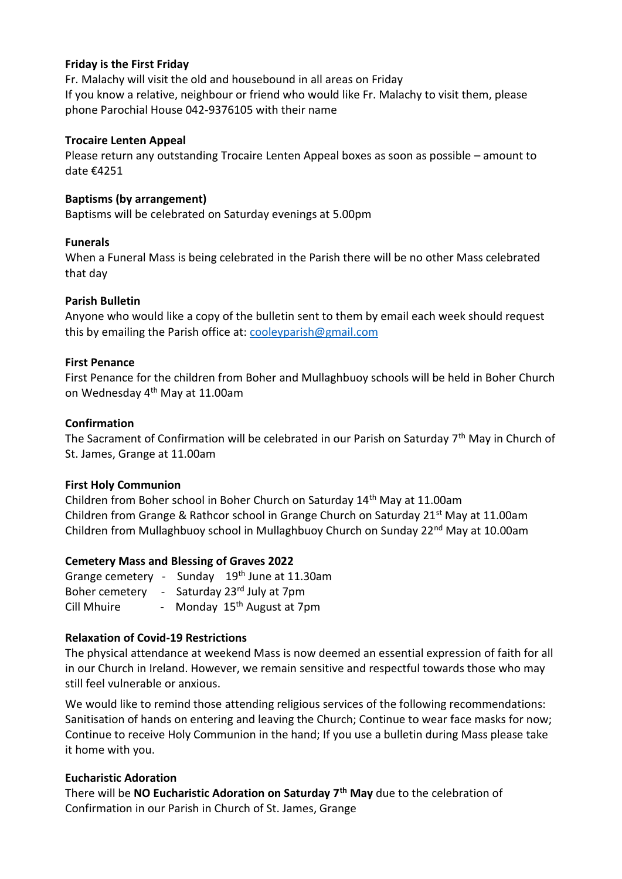**Friday is the First Friday**

Fr. Malachy will visit the old and housebound in all areas on Friday
If you know a relative, neighbour or friend who would like Fr. Malachy to visit them, please phone Parochial House 042-9376105 with their name

**Trocaire Lenten Appeal**

Please return any outstanding Trocaire Lenten Appeal boxes as soon as possible – amount to date €4251

**Baptisms (by arrangement)**

Baptisms will be celebrated on Saturday evenings at 5.00pm

**Funerals**

When a Funeral Mass is being celebrated in the Parish there will be no other Mass celebrated that day

**Parish Bulletin**

Anyone who would like a copy of the bulletin sent to them by email each week should request this by emailing the Parish office at: cooleyparish@gmail.com

**First Penance**

First Penance for the children from Boher and Mullaghbuoy schools will be held in Boher Church on Wednesday 4th May at 11.00am

**Confirmation**

The Sacrament of Confirmation will be celebrated in our Parish on Saturday 7th May in Church of St. James, Grange at 11.00am

**First Holy Communion**

Children from Boher school in Boher Church on Saturday 14th May at 11.00am
Children from Grange & Rathcor school in Grange Church on Saturday 21st May at 11.00am
Children from Mullaghbuoy school in Mullaghbuoy Church on Sunday 22nd May at 10.00am

**Cemetery Mass and Blessing of Graves 2022**

Grange cemetery - Sunday 19th June at 11.30am
Boher cemetery - Saturday 23rd July at 7pm
Cill Mhuire - Monday 15th August at 7pm

**Relaxation of Covid-19 Restrictions**

The physical attendance at weekend Mass is now deemed an essential expression of faith for all in our Church in Ireland. However, we remain sensitive and respectful towards those who may still feel vulnerable or anxious.

We would like to remind those attending religious services of the following recommendations: Sanitisation of hands on entering and leaving the Church; Continue to wear face masks for now; Continue to receive Holy Communion in the hand; If you use a bulletin during Mass please take it home with you.

**Eucharistic Adoration**

There will be **NO Eucharistic Adoration on Saturday 7th May** due to the celebration of Confirmation in our Parish in Church of St. James, Grange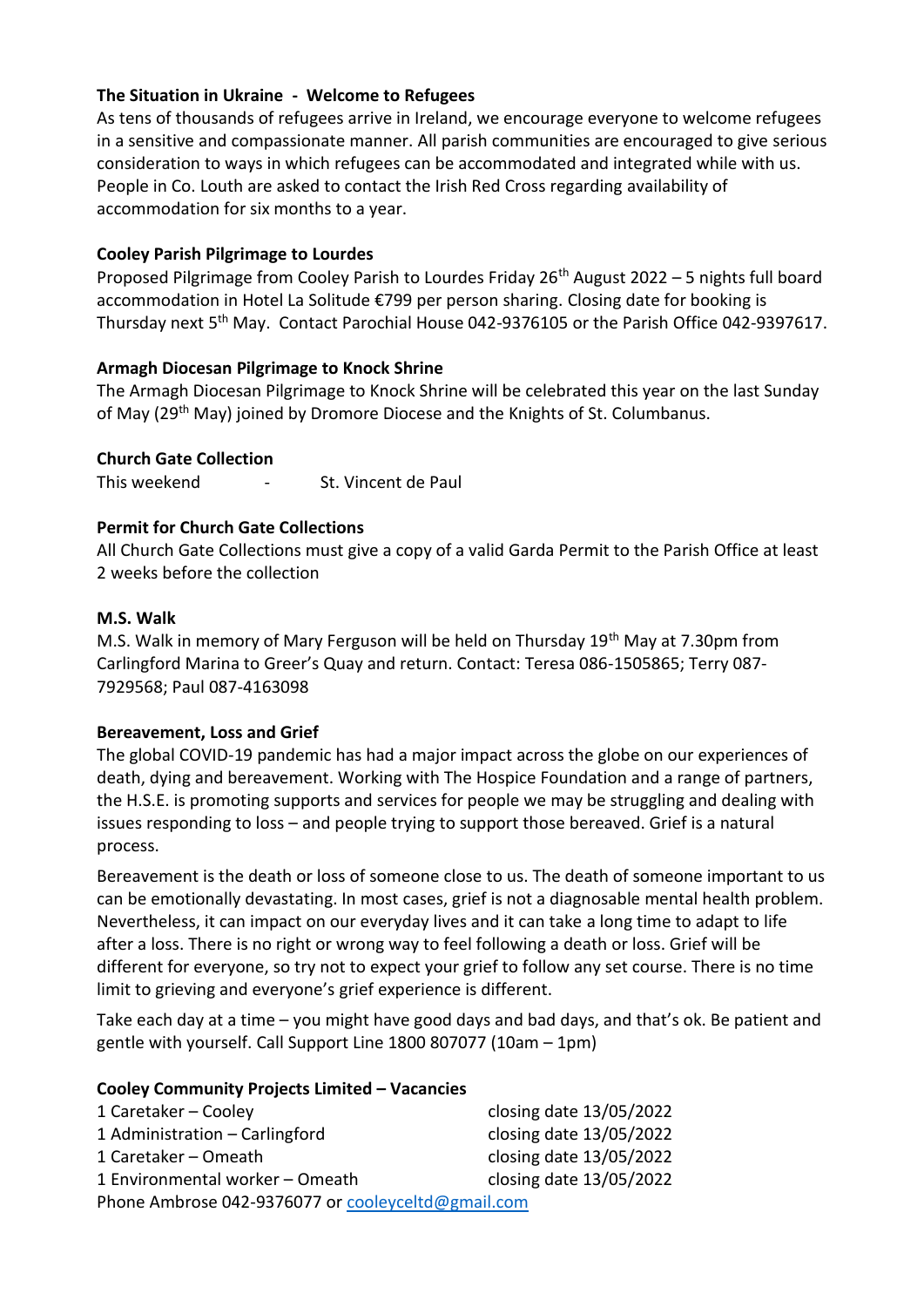**The Situation in Ukraine - Welcome to Refugees**

As tens of thousands of refugees arrive in Ireland, we encourage everyone to welcome refugees in a sensitive and compassionate manner. All parish communities are encouraged to give serious consideration to ways in which refugees can be accommodated and integrated while with us. People in Co. Louth are asked to contact the Irish Red Cross regarding availability of accommodation for six months to a year.

**Cooley Parish Pilgrimage to Lourdes**

Proposed Pilgrimage from Cooley Parish to Lourdes Friday 26th August 2022 – 5 nights full board accommodation in Hotel La Solitude €799 per person sharing. Closing date for booking is Thursday next 5th May. Contact Parochial House 042-9376105 or the Parish Office 042-9397617.

**Armagh Diocesan Pilgrimage to Knock Shrine**

The Armagh Diocesan Pilgrimage to Knock Shrine will be celebrated this year on the last Sunday of May (29th May) joined by Dromore Diocese and the Knights of St. Columbanus.

**Church Gate Collection**

This weekend - St. Vincent de Paul

**Permit for Church Gate Collections**

All Church Gate Collections must give a copy of a valid Garda Permit to the Parish Office at least 2 weeks before the collection

**M.S. Walk**

M.S. Walk in memory of Mary Ferguson will be held on Thursday 19th May at 7.30pm from Carlingford Marina to Greer's Quay and return. Contact: Teresa 086-1505865; Terry 087-7929568; Paul 087-4163098

**Bereavement, Loss and Grief**

The global COVID-19 pandemic has had a major impact across the globe on our experiences of death, dying and bereavement. Working with The Hospice Foundation and a range of partners, the H.S.E. is promoting supports and services for people we may be struggling and dealing with issues responding to loss – and people trying to support those bereaved. Grief is a natural process.

Bereavement is the death or loss of someone close to us. The death of someone important to us can be emotionally devastating. In most cases, grief is not a diagnosable mental health problem. Nevertheless, it can impact on our everyday lives and it can take a long time to adapt to life after a loss. There is no right or wrong way to feel following a death or loss. Grief will be different for everyone, so try not to expect your grief to follow any set course. There is no time limit to grieving and everyone's grief experience is different.

Take each day at a time – you might have good days and bad days, and that's ok. Be patient and gentle with yourself. Call Support Line 1800 807077 (10am – 1pm)

**Cooley Community Projects Limited – Vacancies**

| | |
|---|---|
| 1 Caretaker – Cooley | closing date 13/05/2022 |
| 1 Administration – Carlingford | closing date 13/05/2022 |
| 1 Caretaker – Omeath | closing date 13/05/2022 |
| 1 Environmental worker – Omeath | closing date 13/05/2022 |

Phone Ambrose 042-9376077 or cooleyceltd@gmail.com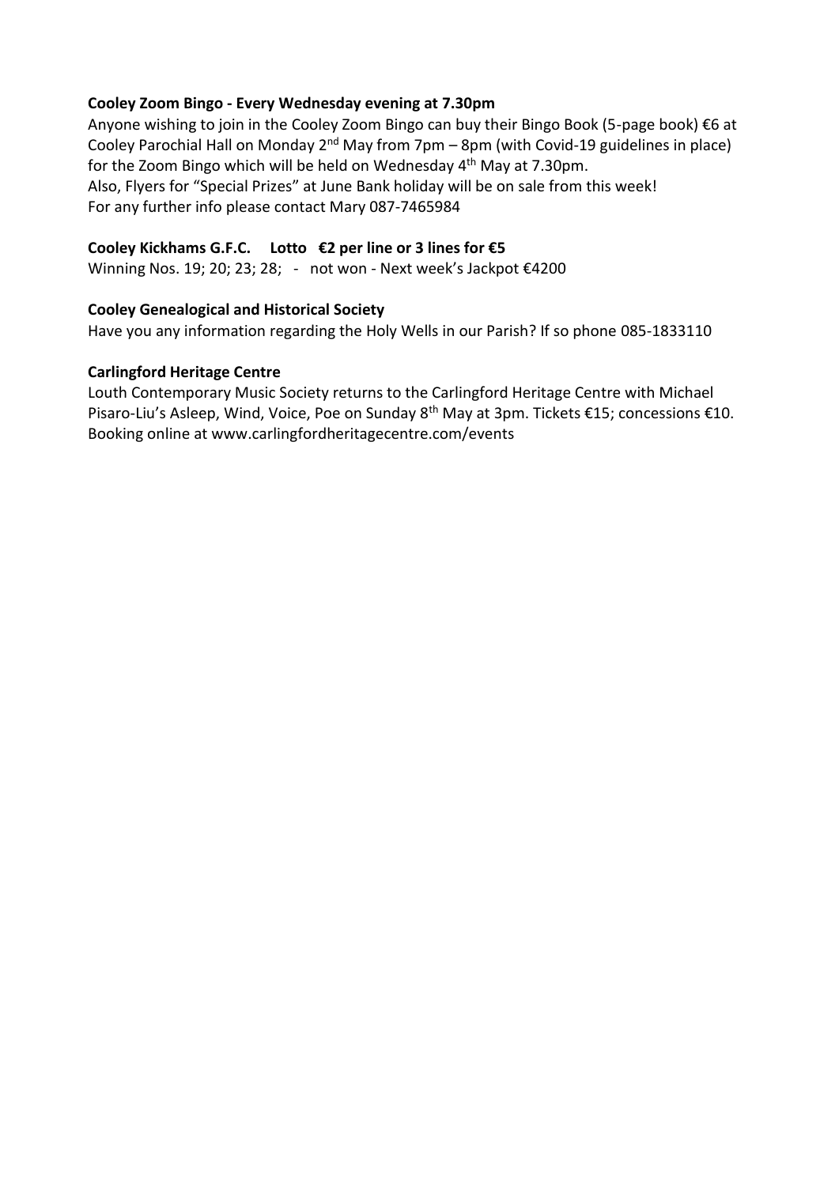**Cooley Zoom Bingo - Every Wednesday evening at 7.30pm**

Anyone wishing to join in the Cooley Zoom Bingo can buy their Bingo Book (5-page book) €6 at Cooley Parochial Hall on Monday 2nd May from 7pm – 8pm (with Covid-19 guidelines in place) for the Zoom Bingo which will be held on Wednesday 4th May at 7.30pm.
Also, Flyers for "Special Prizes" at June Bank holiday will be on sale from this week!
For any further info please contact Mary 087-7465984

**Cooley Kickhams G.F.C. Lotto €2 per line or 3 lines for €5**

Winning Nos. 19; 20; 23; 28; - not won - Next week's Jackpot €4200

**Cooley Genealogical and Historical Society**

Have you any information regarding the Holy Wells in our Parish? If so phone 085-1833110

**Carlingford Heritage Centre**

Louth Contemporary Music Society returns to the Carlingford Heritage Centre with Michael Pisaro-Liu's Asleep, Wind, Voice, Poe on Sunday 8th May at 3pm. Tickets €15; concessions €10. Booking online at www.carlingfordheritagecentre.com/events